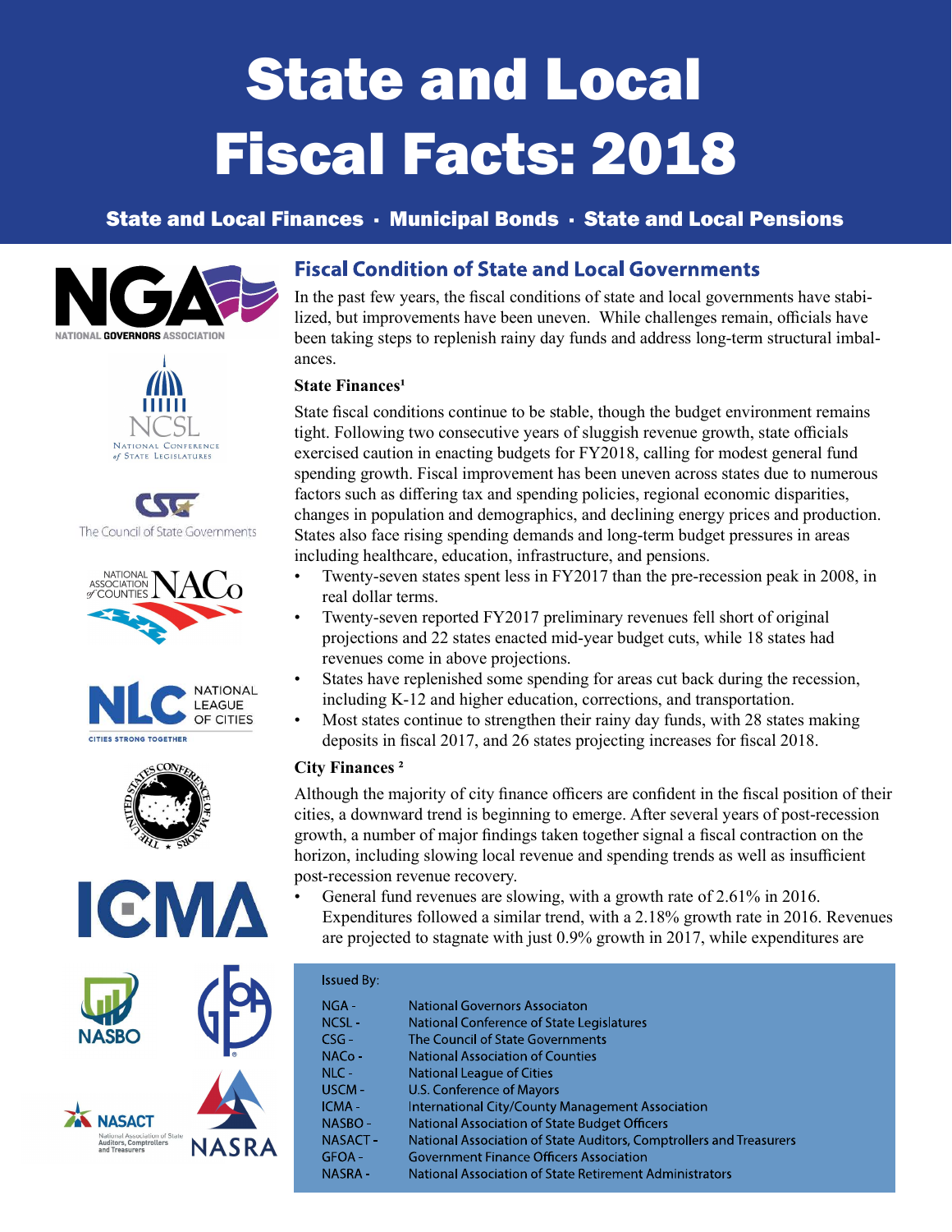# State and Local Fiscal Facts: 2018

**State and Local Finances · Municipal Bonds · State and Local Pensions**

## Fiscal Condition of State and Local Governments

In the past few years, the fiscal conditions of state and local governments have stabilized, but improvements have been uneven. While challenges remain, officials have been taking steps to replenish rainy day funds and address long-term structural imbalances.

### State Finances[1]

State fiscal conditions continue to be stable, though the budget environment remains tight. Following two consecutive years of sluggish revenue growth, state officials exercised caution in enacting budgets for FY2018, calling for modest general fund spending growth. Fiscal improvement has been uneven across states due to numerous factors such as differing tax and spending policies, regional economic disparities, changes in population and demographics, and declining energy prices and production. States also face rising spending demands and long-term budget pressures in areas including healthcare, education, infrastructure, and pensions.

- Twenty-seven states spent less in FY2017 than the pre-recession peak in 2008, in real dollar terms.
- Twenty-seven reported FY2017 preliminary revenues fell short of original projections and 22 states enacted mid-year budget cuts, while 18 states had revenues come in above projections.
- States have replenished some spending for areas cut back during the recession, including K-12 and higher education, corrections, and transportation.
- Most states continue to strengthen their rainy day funds, with 28 states making deposits in fiscal 2017, and 26 states projecting increases for fiscal 2018.

### City Finances [2]

Although the majority of city finance officers are confident in the fiscal position of their cities, a downward trend is beginning to emerge. After several years of post-recession growth, a number of major findings taken together signal a fiscal contraction on the horizon, including slowing local revenue and spending trends as well as insufficient post-recession revenue recovery.

- General fund revenues are slowing, with a growth rate of 2.61% in 2016. Expenditures followed a similar trend, with a 2.18% growth rate in 2016. Revenues are projected to stagnate with just 0.9% growth in 2017, while expenditures are

Issued By:

| | |
|---|---|
| NGA - | National Governors Associaton |
| NCSL - | National Conference of State Legislatures |
| CSG - | The Council of State Governments |
| NACo - | National Association of Counties |
| NLC - | National League of Cities |
| USCM - | U.S. Conference of Mayors |
| ICMA - | International City/County Management Association |
| NASBO - | National Association of State Budget Officers |
| NASACT - | National Association of State Auditors, Comptrollers and Treasurers |
| GFOA - | Government Finance Officers Association |
| NASRA - | National Association of State Retirement Administrators |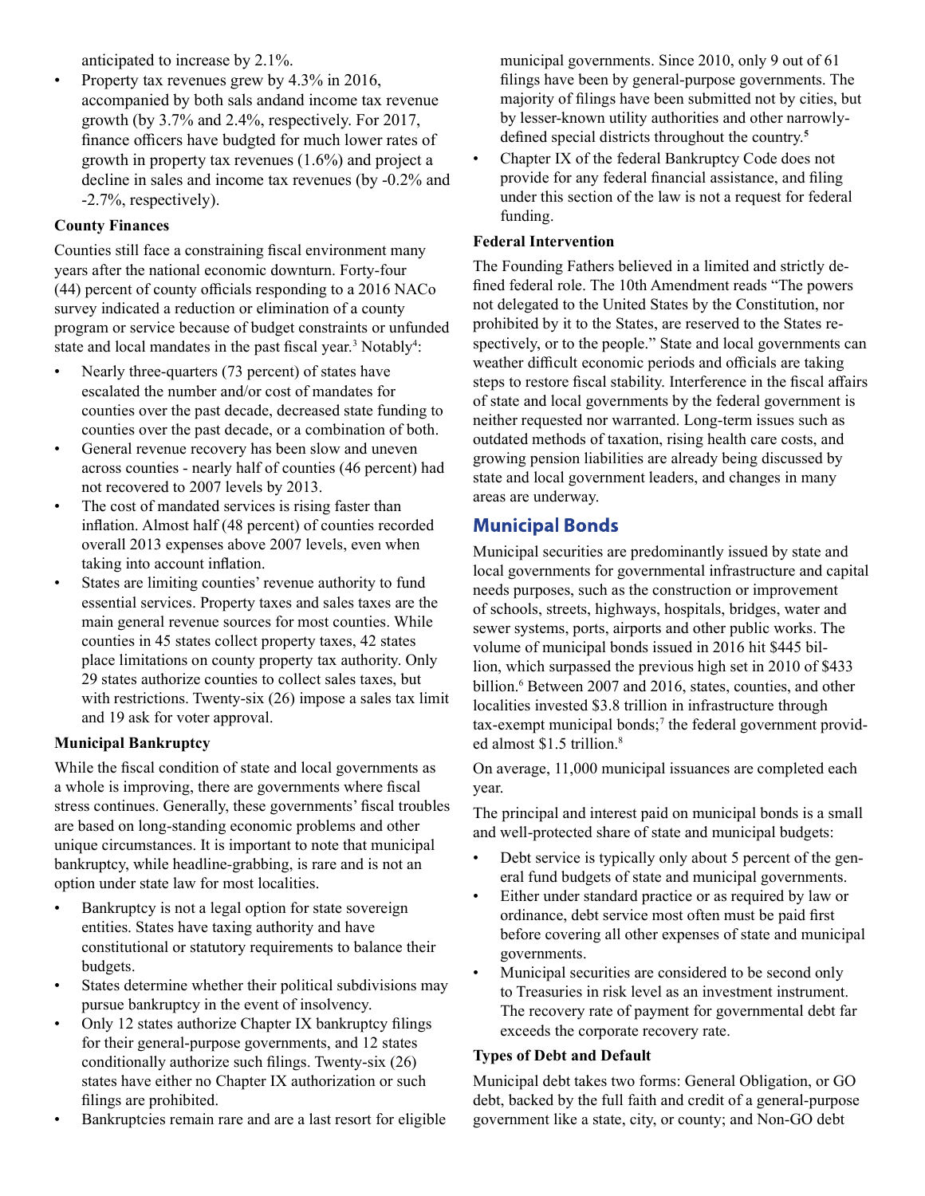anticipated to increase by 2.1%.

- Property tax revenues grew by 4.3% in 2016, accompanied by both sals andand income tax revenue growth (by 3.7% and 2.4%, respectively. For 2017, finance officers have budgted for much lower rates of growth in property tax revenues (1.6%) and project a decline in sales and income tax revenues (by -0.2% and -2.7%, respectively).

**County Finances**

Counties still face a constraining fiscal environment many years after the national economic downturn. Forty-four (44) percent of county officials responding to a 2016 NACo survey indicated a reduction or elimination of a county program or service because of budget constraints or unfunded state and local mandates in the past fiscal year.[3] Notably[4]:

- Nearly three-quarters (73 percent) of states have escalated the number and/or cost of mandates for counties over the past decade, decreased state funding to counties over the past decade, or a combination of both.
- General revenue recovery has been slow and uneven across counties - nearly half of counties (46 percent) had not recovered to 2007 levels by 2013.
- The cost of mandated services is rising faster than inflation. Almost half (48 percent) of counties recorded overall 2013 expenses above 2007 levels, even when taking into account inflation.
- States are limiting counties' revenue authority to fund essential services. Property taxes and sales taxes are the main general revenue sources for most counties. While counties in 45 states collect property taxes, 42 states place limitations on county property tax authority. Only 29 states authorize counties to collect sales taxes, but with restrictions. Twenty-six (26) impose a sales tax limit and 19 ask for voter approval.

**Municipal Bankruptcy**

While the fiscal condition of state and local governments as a whole is improving, there are governments where fiscal stress continues. Generally, these governments' fiscal troubles are based on long-standing economic problems and other unique circumstances. It is important to note that municipal bankruptcy, while headline-grabbing, is rare and is not an option under state law for most localities.

- Bankruptcy is not a legal option for state sovereign entities. States have taxing authority and have constitutional or statutory requirements to balance their budgets.
- States determine whether their political subdivisions may pursue bankruptcy in the event of insolvency.
- Only 12 states authorize Chapter IX bankruptcy filings for their general-purpose governments, and 12 states conditionally authorize such filings. Twenty-six (26) states have either no Chapter IX authorization or such filings are prohibited.
- Bankruptcies remain rare and are a last resort for eligible municipal governments. Since 2010, only 9 out of 61 filings have been by general-purpose governments. The majority of filings have been submitted not by cities, but by lesser-known utility authorities and other narrowly-defined special districts throughout the country.[5]
- Chapter IX of the federal Bankruptcy Code does not provide for any federal financial assistance, and filing under this section of the law is not a request for federal funding.

**Federal Intervention**

The Founding Fathers believed in a limited and strictly defined federal role. The 10th Amendment reads "The powers not delegated to the United States by the Constitution, nor prohibited by it to the States, are reserved to the States respectively, or to the people." State and local governments can weather difficult economic periods and officials are taking steps to restore fiscal stability. Interference in the fiscal affairs of state and local governments by the federal government is neither requested nor warranted. Long-term issues such as outdated methods of taxation, rising health care costs, and growing pension liabilities are already being discussed by state and local government leaders, and changes in many areas are underway.

## Municipal Bonds

Municipal securities are predominantly issued by state and local governments for governmental infrastructure and capital needs purposes, such as the construction or improvement of schools, streets, highways, hospitals, bridges, water and sewer systems, ports, airports and other public works. The volume of municipal bonds issued in 2016 hit $445 billion, which surpassed the previous high set in 2010 of $433 billion.[6] Between 2007 and 2016, states, counties, and other localities invested $3.8 trillion in infrastructure through tax-exempt municipal bonds;[7] the federal government provided almost $1.5 trillion.[8]

On average, 11,000 municipal issuances are completed each year.

The principal and interest paid on municipal bonds is a small and well-protected share of state and municipal budgets:

- Debt service is typically only about 5 percent of the general fund budgets of state and municipal governments.
- Either under standard practice or as required by law or ordinance, debt service most often must be paid first before covering all other expenses of state and municipal governments.
- Municipal securities are considered to be second only to Treasuries in risk level as an investment instrument. The recovery rate of payment for governmental debt far exceeds the corporate recovery rate.

**Types of Debt and Default**

Municipal debt takes two forms: General Obligation, or GO debt, backed by the full faith and credit of a general-purpose government like a state, city, or county; and Non-GO debt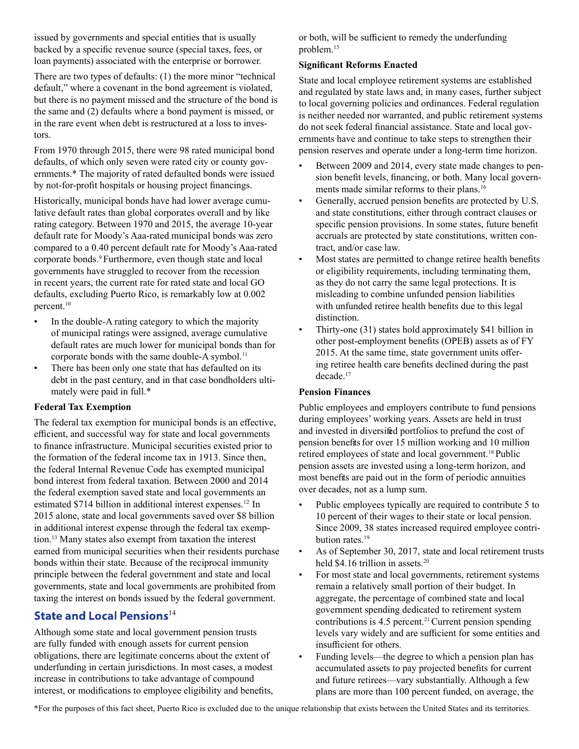issued by governments and special entities that is usually backed by a specific revenue source (special taxes, fees, or loan payments) associated with the enterprise or borrower.

There are two types of defaults: (1) the more minor "technical default," where a covenant in the bond agreement is violated, but there is no payment missed and the structure of the bond is the same and (2) defaults where a bond payment is missed, or in the rare event when debt is restructured at a loss to investors.

From 1970 through 2015, there were 98 rated municipal bond defaults, of which only seven were rated city or county governments.* The majority of rated defaulted bonds were issued by not-for-profit hospitals or housing project financings.

Historically, municipal bonds have had lower average cumulative default rates than global corporates overall and by like rating category. Between 1970 and 2015, the average 10-year default rate for Moody's Aaa-rated municipal bonds was zero compared to a 0.40 percent default rate for Moody's Aaa-rated corporate bonds.[9] Furthermore, even though state and local governments have struggled to recover from the recession in recent years, the current rate for rated state and local GO defaults, excluding Puerto Rico, is remarkably low at 0.002 percent.[10]

- In the double-A rating category to which the majority of municipal ratings were assigned, average cumulative default rates are much lower for municipal bonds than for corporate bonds with the same double-A symbol.[11]
- There has been only one state that has defaulted on its debt in the past century, and in that case bondholders ultimately were paid in full.*

**Federal Tax Exemption**

The federal tax exemption for municipal bonds is an effective, efficient, and successful way for state and local governments to finance infrastructure. Municipal securities existed prior to the formation of the federal income tax in 1913. Since then, the federal Internal Revenue Code has exempted municipal bond interest from federal taxation. Between 2000 and 2014 the federal exemption saved state and local governments an estimated $714 billion in additional interest expenses.[12] In 2015 alone, state and local governments saved over $8 billion in additional interest expense through the federal tax exemption.[13] Many states also exempt from taxation the interest earned from municipal securities when their residents purchase bonds within their state. Because of the reciprocal immunity principle between the federal government and state and local governments, state and local governments are prohibited from taxing the interest on bonds issued by the federal government.

## State and Local Pensions[14]

Although some state and local government pension trusts are fully funded with enough assets for current pension obligations, there are legitimate concerns about the extent of underfunding in certain jurisdictions. In most cases, a modest increase in contributions to take advantage of compound interest, or modifications to employee eligibility and benefits, or both, will be sufficient to remedy the underfunding problem.[15]

**Significant Reforms Enacted**

State and local employee retirement systems are established and regulated by state laws and, in many cases, further subject to local governing policies and ordinances. Federal regulation is neither needed nor warranted, and public retirement systems do not seek federal financial assistance. State and local governments have and continue to take steps to strengthen their pension reserves and operate under a long-term time horizon.

- Between 2009 and 2014, every state made changes to pension benefit levels, financing, or both. Many local governments made similar reforms to their plans.[16]
- Generally, accrued pension benefits are protected by U.S. and state constitutions, either through contract clauses or specific pension provisions. In some states, future benefit accruals are protected by state constitutions, written contract, and/or case law.
- Most states are permitted to change retiree health benefits or eligibility requirements, including terminating them, as they do not carry the same legal protections. It is misleading to combine unfunded pension liabilities with unfunded retiree health benefits due to this legal distinction.
- Thirty-one (31) states hold approximately $41 billion in other post-employment benefits (OPEB) assets as of FY 2015. At the same time, state government units offering retiree health care benefits declined during the past decade.[17]

**Pension Finances**

Public employees and employers contribute to fund pensions during employees' working years. Assets are held in trust and invested in diversified portfolios to prefund the cost of pension benefits for over 15 million working and 10 million retired employees of state and local government.[18] Public pension assets are invested using a long-term horizon, and most benefits are paid out in the form of periodic annuities over decades, not as a lump sum.

- Public employees typically are required to contribute 5 to 10 percent of their wages to their state or local pension. Since 2009, 38 states increased required employee contribution rates.[19]
- As of September 30, 2017, state and local retirement trusts held $4.16 trillion in assets.[20]
- For most state and local governments, retirement systems remain a relatively small portion of their budget. In aggregate, the percentage of combined state and local government spending dedicated to retirement system contributions is 4.5 percent.[21] Current pension spending levels vary widely and are sufficient for some entities and insufficient for others.
- Funding levels—the degree to which a pension plan has accumulated assets to pay projected benefits for current and future retirees—vary substantially. Although a few plans are more than 100 percent funded, on average, the

*For the purposes of this fact sheet, Puerto Rico is excluded due to the unique relationship that exists between the United States and its territories.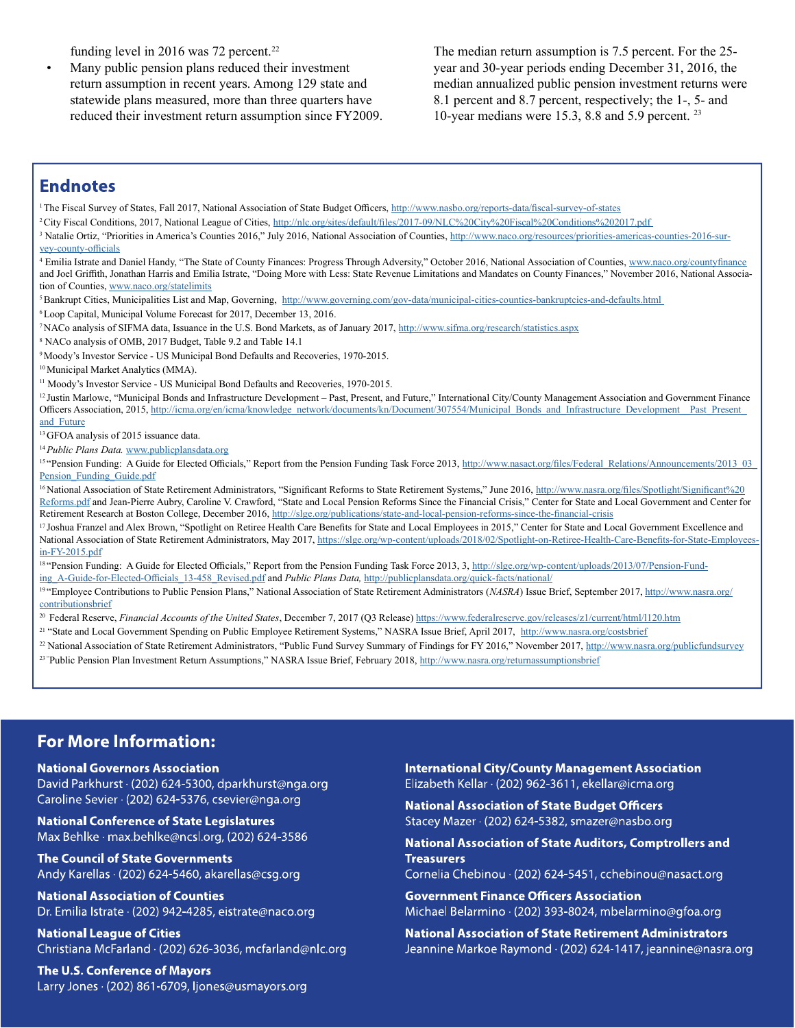funding level in 2016 was 72 percent.[22]

- Many public pension plans reduced their investment return assumption in recent years. Among 129 state and statewide plans measured, more than three quarters have reduced their investment return assumption since FY2009.

The median return assumption is 7.5 percent. For the 25-year and 30-year periods ending December 31, 2016, the median annualized public pension investment returns were 8.1 percent and 8.7 percent, respectively; the 1-, 5- and 10-year medians were 15.3, 8.8 and 5.9 percent. [23]

## Endnotes

[1] The Fiscal Survey of States, Fall 2017, National Association of State Budget Officers, http://www.nasbo.org/reports-data/fiscal-survey-of-states

[2] City Fiscal Conditions, 2017, National League of Cities, http://nlc.org/sites/default/files/2017-09/NLC%20City%20Fiscal%20Conditions%202017.pdf

[3] Natalie Ortiz, "Priorities in America's Counties 2016," July 2016, National Association of Counties, http://www.naco.org/resources/priorities-americas-counties-2016-survey-county-officials

[4] Emilia Istrate and Daniel Handy, "The State of County Finances: Progress Through Adversity," October 2016, National Association of Counties, www.naco.org/countyfinance and Joel Griffith, Jonathan Harris and Emilia Istrate, "Doing More with Less: State Revenue Limitations and Mandates on County Finances," November 2016, National Association of Counties, www.naco.org/statelimits

[5] Bankrupt Cities, Municipalities List and Map, Governing, http://www.governing.com/gov-data/municipal-cities-counties-bankruptcies-and-defaults.html

[6] Loop Capital, Municipal Volume Forecast for 2017, December 13, 2016.

[7] NACo analysis of SIFMA data, Issuance in the U.S. Bond Markets, as of January 2017, http://www.sifma.org/research/statistics.aspx

[8] NACo analysis of OMB, 2017 Budget, Table 9.2 and Table 14.1

[9] Moody's Investor Service - US Municipal Bond Defaults and Recoveries, 1970-2015.

[10] Municipal Market Analytics (MMA).

[11] Moody's Investor Service - US Municipal Bond Defaults and Recoveries, 1970-2015.

[12] Justin Marlowe, "Municipal Bonds and Infrastructure Development – Past, Present, and Future," International City/County Management Association and Government Finance Officers Association, 2015, http://icma.org/en/icma/knowledge_network/documents/kn/Document/307554/Municipal_Bonds_and_Infrastructure_Development__Past_Present_and_Future

[13] GFOA analysis of 2015 issuance data.

[14] *Public Plans Data.* www.publicplansdata.org

[15] "Pension Funding: A Guide for Elected Officials," Report from the Pension Funding Task Force 2013, http://www.nasact.org/files/Federal_Relations/Announcements/2013_03_Pension_Funding_Guide.pdf

[16] National Association of State Retirement Administrators, "Significant Reforms to State Retirement Systems," June 2016, http://www.nasra.org/files/Spotlight/Significant%20Reforms.pdf and Jean-Pierre Aubry, Caroline V. Crawford, "State and Local Pension Reforms Since the Financial Crisis," Center for State and Local Government and Center for Retirement Research at Boston College, December 2016, http://slge.org/publications/state-and-local-pension-reforms-since-the-financial-crisis

[17] Joshua Franzel and Alex Brown, "Spotlight on Retiree Health Care Benefits for State and Local Employees in 2015," Center for State and Local Government Excellence and National Association of State Retirement Administrators, May 2017, https://slge.org/wp-content/uploads/2018/02/Spotlight-on-Retiree-Health-Care-Benefits-for-State-Employees-in-FY-2015.pdf

[18] "Pension Funding: A Guide for Elected Officials," Report from the Pension Funding Task Force 2013, 3, http://slge.org/wp-content/uploads/2013/07/Pension-Funding_A-Guide-for-Elected-Officials_13-458_Revised.pdf and *Public Plans Data,* http://publicplansdata.org/quick-facts/national/

[19] "Employee Contributions to Public Pension Plans," National Association of State Retirement Administrators (*NASRA*) Issue Brief, September 2017, http://www.nasra.org/contributionsbrief

[20] Federal Reserve, *Financial Accounts of the United States*, December 7, 2017 (Q3 Release) https://www.federalreserve.gov/releases/z1/current/html/l120.htm

[21] "State and Local Government Spending on Public Employee Retirement Systems," NASRA Issue Brief, April 2017, http://www.nasra.org/costsbrief

[22] National Association of State Retirement Administrators, "Public Fund Survey Summary of Findings for FY 2016," November 2017, http://www.nasra.org/publicfundsurvey

[23] "Public Pension Plan Investment Return Assumptions," NASRA Issue Brief, February 2018, http://www.nasra.org/returnassumptionsbrief

## For More Information:

**National Governors Association**
David Parkhurst · (202) 624-5300, dparkhurst@nga.org
Caroline Sevier · (202) 624-5376, csevier@nga.org

**National Conference of State Legislatures**
Max Behlke · max.behlke@ncsl.org, (202) 624-3586

**The Council of State Governments**
Andy Karellas · (202) 624-5460, akarellas@csg.org

**National Association of Counties**
Dr. Emilia Istrate · (202) 942-4285, eistrate@naco.org

**National League of Cities**
Christiana McFarland · (202) 626-3036, mcfarland@nlc.org

**The U.S. Conference of Mayors**
Larry Jones · (202) 861-6709, ljones@usmayors.org

**International City/County Management Association**
Elizabeth Kellar · (202) 962-3611, ekellar@icma.org

**National Association of State Budget Officers**
Stacey Mazer · (202) 624-5382, smazer@nasbo.org

**National Association of State Auditors, Comptrollers and Treasurers**
Cornelia Chebinou · (202) 624-5451, cchebinou@nasact.org

**Government Finance Officers Association**
Michael Belarmino · (202) 393-8024, mbelarmino@gfoa.org

**National Association of State Retirement Administrators**
Jeannine Markoe Raymond · (202) 624-1417, jeannine@nasra.org